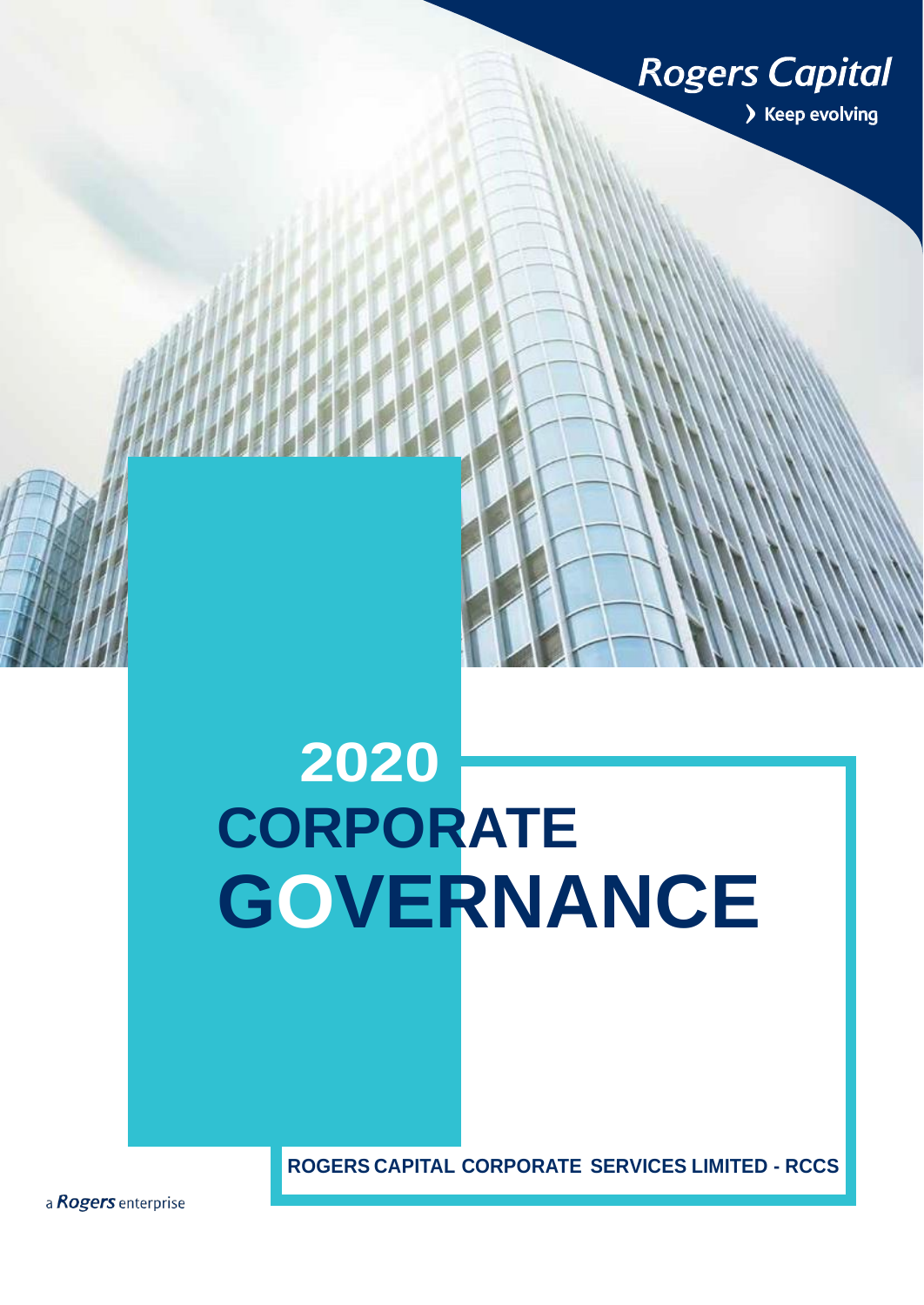Rogers Capital

› Keep evolving

# 2020 CORPORATE GOVERNANCE

**ROGERS CAPITAL CORPORATE SERVICES LIMITED - RCCS**

a *Rogers* enterprise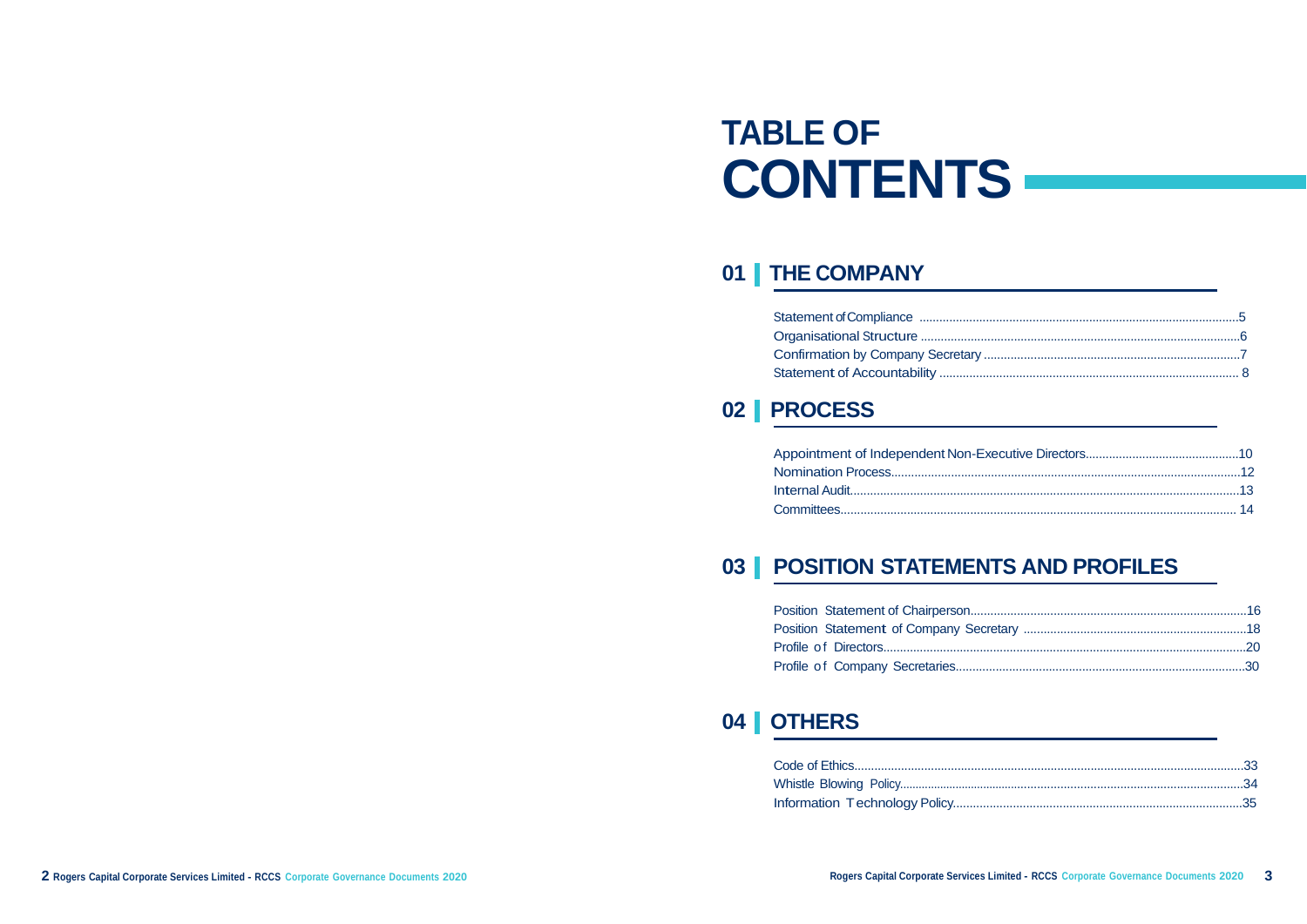# TABLE OF CONTENTS

## 01 THE COMPANY

Statement of Compliance ....................5
Organisational Structure ....................6
Confirmation by Company Secretary ....................7
Statement of Accountability .................... 8

## 02 PROCESS

Appointment of Independent Non-Executive Directors....................10
Nomination Process....................12
Internal Audit....................13
Committees.................... 14

## 03 POSITION STATEMENTS AND PROFILES

Position Statement of Chairperson....................16
Position Statement of Company Secretary ....................18
Profile of Directors....................20
Profile of Company Secretaries....................30

## 04 OTHERS

Code of Ethics....................33
Whistle Blowing Policy....................34
Information Technology Policy....................35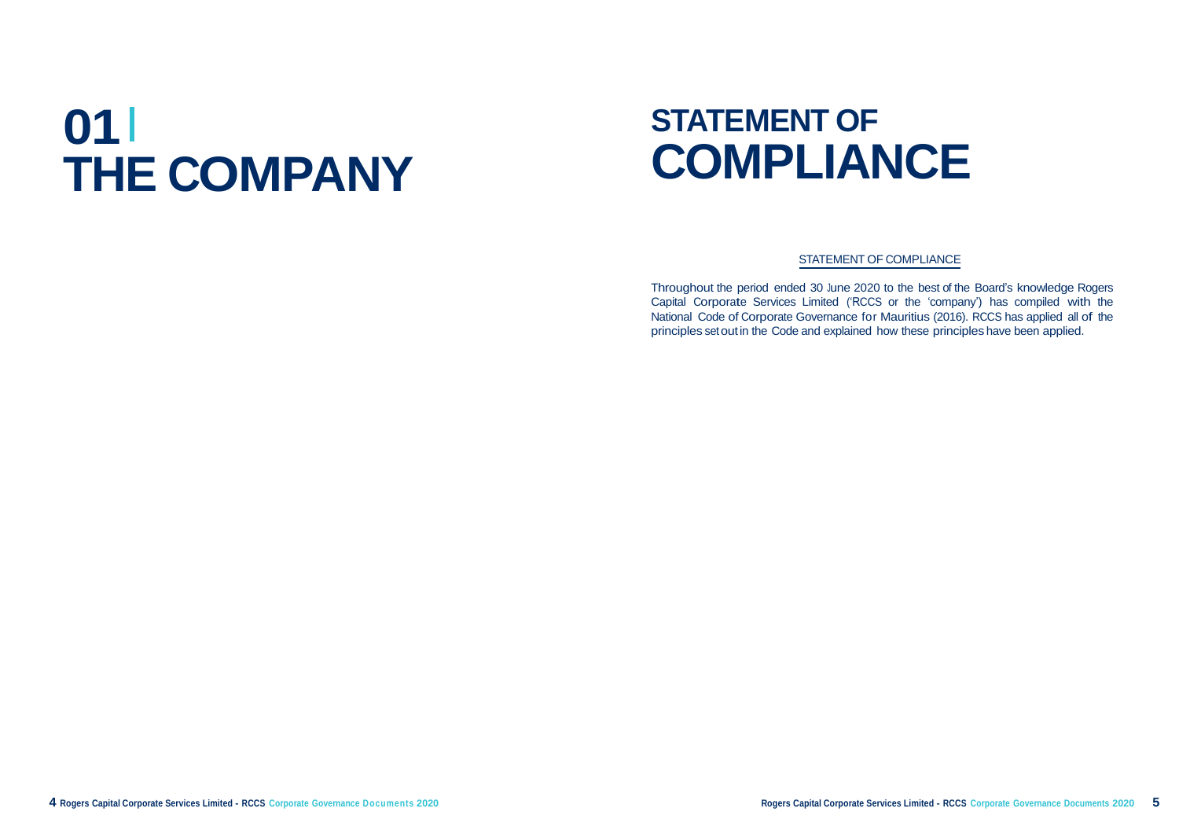# 01 THE COMPANY

# STATEMENT OF COMPLIANCE

STATEMENT OF COMPLIANCE

Throughout the period ended 30 June 2020 to the best of the Board's knowledge Rogers Capital Corporate Services Limited ('RCCS or the 'company') has compiled with the National Code of Corporate Governance for Mauritius (2016). RCCS has applied all of the principles set out in the Code and explained how these principles have been applied.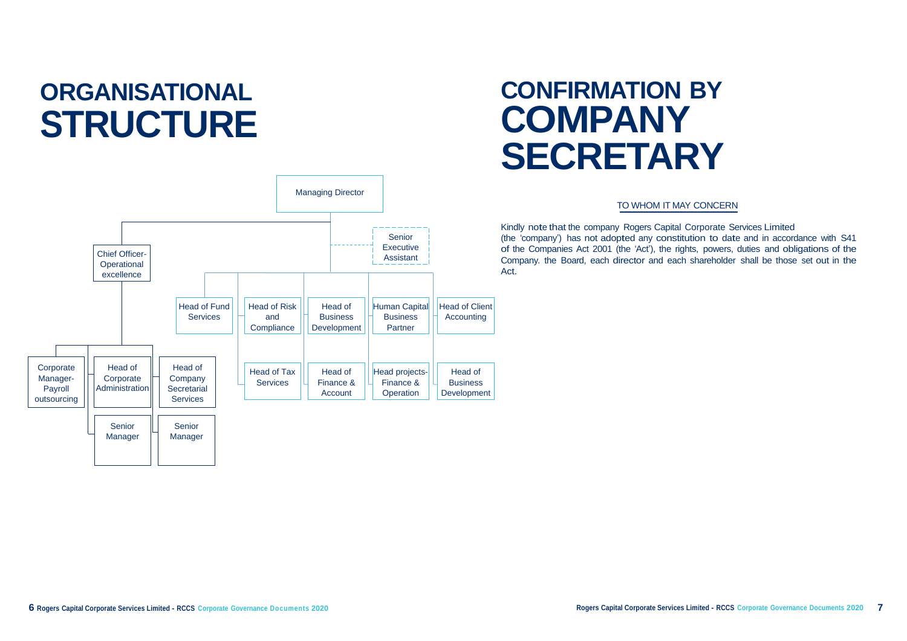# ORGANISATIONAL STRUCTURE

- Managing Director
  - Senior Executive Assistant
  - Chief Officer-Operational excellence
    - Corporate Manager-Payroll outsourcing
    - Head of Corporate Administration
      - Senior Manager
    - Head of Company Secretarial Services
      - Senior Manager
  - Head of Fund Services
  - Head of Risk and Compliance
  - Head of Tax Services
  - Head of Business Development
  - Head of Finance & Account
  - Human Capital Business Partner
  - Head projects-Finance & Operation
  - Head of Client Accounting
  - Head of Business Development

# CONFIRMATION BY COMPANY SECRETARY

TO WHOM IT MAY CONCERN

Kindly note that the company Rogers Capital Corporate Services Limited (the 'company') has not adopted any constitution to date and in accordance with S41 of the Companies Act 2001 (the 'Act'), the rights, powers, duties and obligations of the Company. the Board, each director and each shareholder shall be those set out in the Act.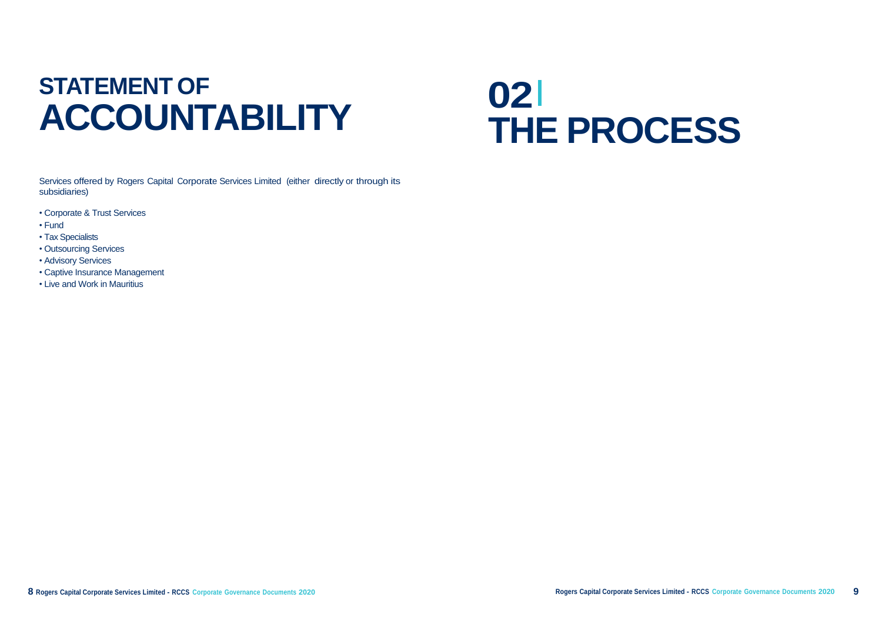# STATEMENT OF ACCOUNTABILITY

Services offered by Rogers Capital Corporate Services Limited (either directly or through its subsidiaries)

- Corporate & Trust Services
- Fund
- Tax Specialists
- Outsourcing Services
- Advisory Services
- Captive Insurance Management
- Live and Work in Mauritius

# 02 THE PROCESS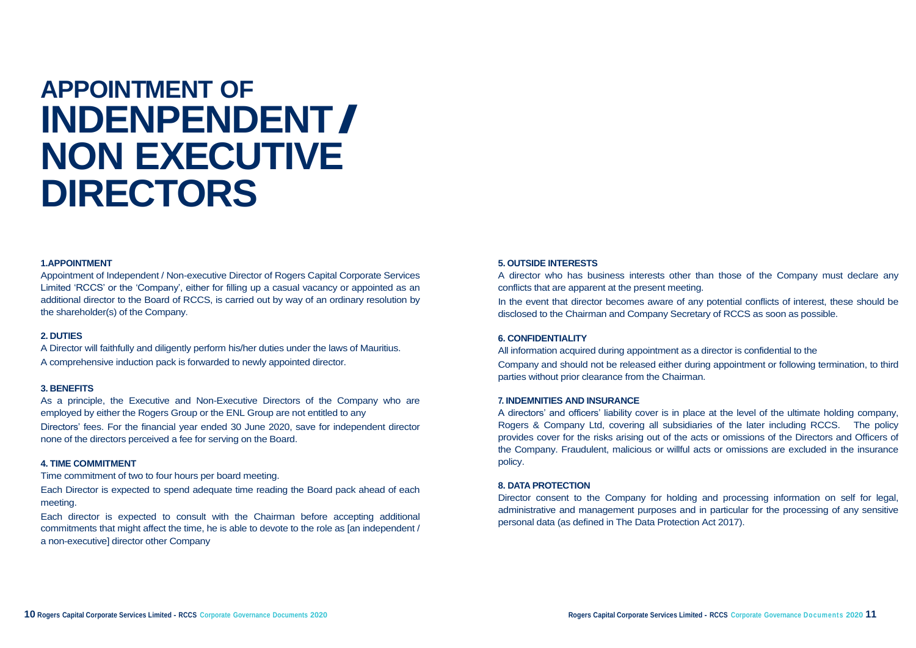# APPOINTMENT OF INDENPENDENT / NON EXECUTIVE DIRECTORS

### 1.APPOINTMENT

Appointment of Independent / Non-executive Director of Rogers Capital Corporate Services Limited 'RCCS' or the 'Company', either for filling up a casual vacancy or appointed as an additional director to the Board of RCCS, is carried out by way of an ordinary resolution by the shareholder(s) of the Company.

### 2. DUTIES

A Director will faithfully and diligently perform his/her duties under the laws of Mauritius.

A comprehensive induction pack is forwarded to newly appointed director.

### 3. BENEFITS

As a principle, the Executive and Non-Executive Directors of the Company who are employed by either the Rogers Group or the ENL Group are not entitled to any

Directors' fees. For the financial year ended 30 June 2020, save for independent director none of the directors perceived a fee for serving on the Board.

### 4. TIME COMMITMENT

Time commitment of two to four hours per board meeting.

Each Director is expected to spend adequate time reading the Board pack ahead of each meeting.

Each director is expected to consult with the Chairman before accepting additional commitments that might affect the time, he is able to devote to the role as [an independent / a non-executive] director other Company

### 5. OUTSIDE INTERESTS

A director who has business interests other than those of the Company must declare any conflicts that are apparent at the present meeting.

In the event that director becomes aware of any potential conflicts of interest, these should be disclosed to the Chairman and Company Secretary of RCCS as soon as possible.

### 6. CONFIDENTIALITY

All information acquired during appointment as a director is confidential to the

Company and should not be released either during appointment or following termination, to third parties without prior clearance from the Chairman.

### 7. INDEMNITIES AND INSURANCE

A directors' and officers' liability cover is in place at the level of the ultimate holding company, Rogers & Company Ltd, covering all subsidiaries of the later including RCCS. The policy provides cover for the risks arising out of the acts or omissions of the Directors and Officers of the Company. Fraudulent, malicious or willful acts or omissions are excluded in the insurance policy.

### 8. DATA PROTECTION

Director consent to the Company for holding and processing information on self for legal, administrative and management purposes and in particular for the processing of any sensitive personal data (as defined in The Data Protection Act 2017).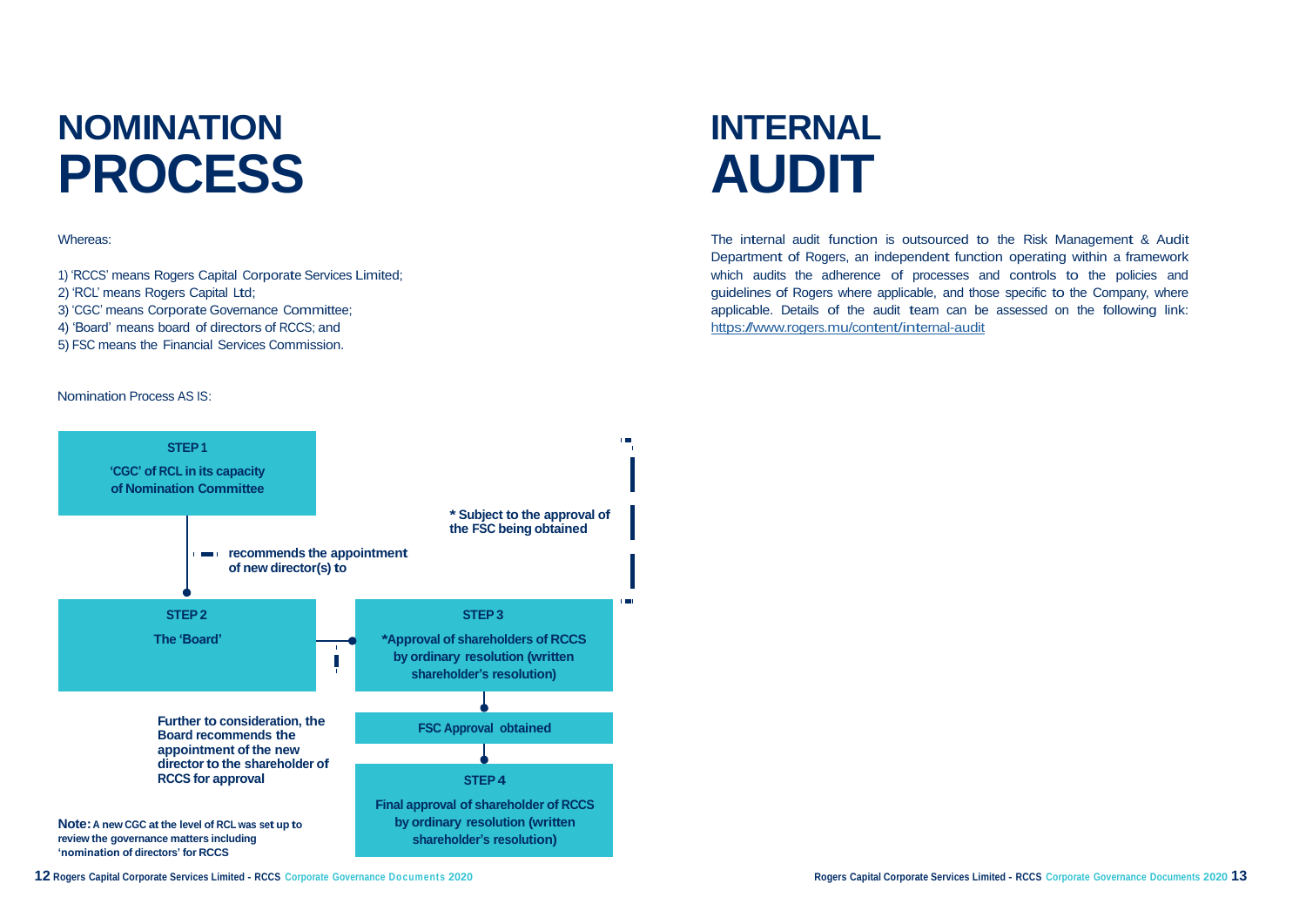# NOMINATION PROCESS

Whereas:

1) 'RCCS' means Rogers Capital Corporate Services Limited;
2) 'RCL' means Rogers Capital Ltd;
3) 'CGC' means Corporate Governance Committee;
4) 'Board' means board of directors of RCCS; and
5) FSC means the Financial Services Commission.

Nomination Process AS IS:

**STEP 1**
**'CGC' of RCL in its capacity of Nomination Committee**

**recommends the appointment of new director(s) to**

**STEP 2**
**The 'Board'**

**Further to consideration, the Board recommends the appointment of the new director to the shareholder of RCCS for approval**

**STEP 3**
**\*Approval of shareholders of RCCS by ordinary resolution (written shareholder's resolution)**

**\* Subject to the approval of the FSC being obtained**

**FSC Approval obtained**

**STEP 4**
**Final approval of shareholder of RCCS by ordinary resolution (written shareholder's resolution)**

**Note: A new CGC at the level of RCL was set up to review the governance matters including 'nomination of directors' for RCCS**

# INTERNAL AUDIT

The internal audit function is outsourced to the Risk Management & Audit Department of Rogers, an independent function operating within a framework which audits the adherence of processes and controls to the policies and guidelines of Rogers where applicable, and those specific to the Company, where applicable. Details of the audit team can be assessed on the following link: https://www.rogers.mu/content/internal-audit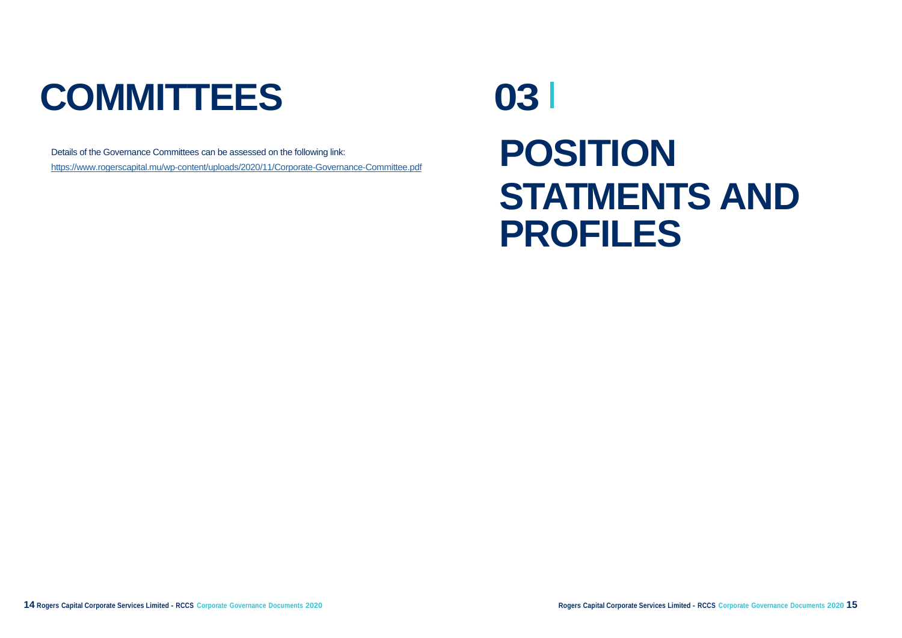# COMMITTEES

Details of the Governance Committees can be assessed on the following link:

https://www.rogerscapital.mu/wp-content/uploads/2020/11/Corporate-Governance-Committee.pdf

# 03

# POSITION STATMENTS AND PROFILES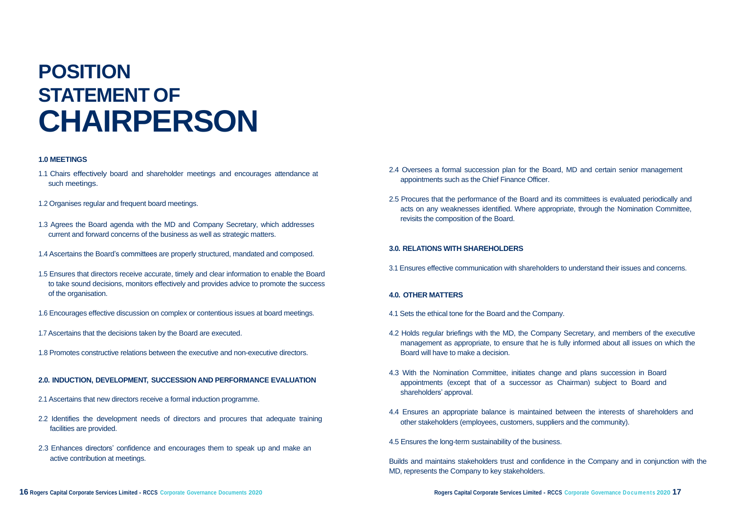# POSITION STATEMENT OF CHAIRPERSON

**1.0 MEETINGS**

1.1 Chairs effectively board and shareholder meetings and encourages attendance at such meetings.

1.2 Organises regular and frequent board meetings.

1.3 Agrees the Board agenda with the MD and Company Secretary, which addresses current and forward concerns of the business as well as strategic matters.

1.4 Ascertains the Board's committees are properly structured, mandated and composed.

1.5 Ensures that directors receive accurate, timely and clear information to enable the Board to take sound decisions, monitors effectively and provides advice to promote the success of the organisation.

1.6 Encourages effective discussion on complex or contentious issues at board meetings.

1.7 Ascertains that the decisions taken by the Board are executed.

1.8 Promotes constructive relations between the executive and non-executive directors.

**2.0. INDUCTION, DEVELOPMENT, SUCCESSION AND PERFORMANCE EVALUATION**

2.1 Ascertains that new directors receive a formal induction programme.

2.2 Identifies the development needs of directors and procures that adequate training facilities are provided.

2.3 Enhances directors' confidence and encourages them to speak up and make an active contribution at meetings.

2.4 Oversees a formal succession plan for the Board, MD and certain senior management appointments such as the Chief Finance Officer.

2.5 Procures that the performance of the Board and its committees is evaluated periodically and acts on any weaknesses identified. Where appropriate, through the Nomination Committee, revisits the composition of the Board.

**3.0. RELATIONS WITH SHAREHOLDERS**

3.1 Ensures effective communication with shareholders to understand their issues and concerns.

**4.0. OTHER MATTERS**

4.1 Sets the ethical tone for the Board and the Company.

4.2 Holds regular briefings with the MD, the Company Secretary, and members of the executive management as appropriate, to ensure that he is fully informed about all issues on which the Board will have to make a decision.

4.3 With the Nomination Committee, initiates change and plans succession in Board appointments (except that of a successor as Chairman) subject to Board and shareholders' approval.

4.4 Ensures an appropriate balance is maintained between the interests of shareholders and other stakeholders (employees, customers, suppliers and the community).

4.5 Ensures the long-term sustainability of the business.

Builds and maintains stakeholders trust and confidence in the Company and in conjunction with the MD, represents the Company to key stakeholders.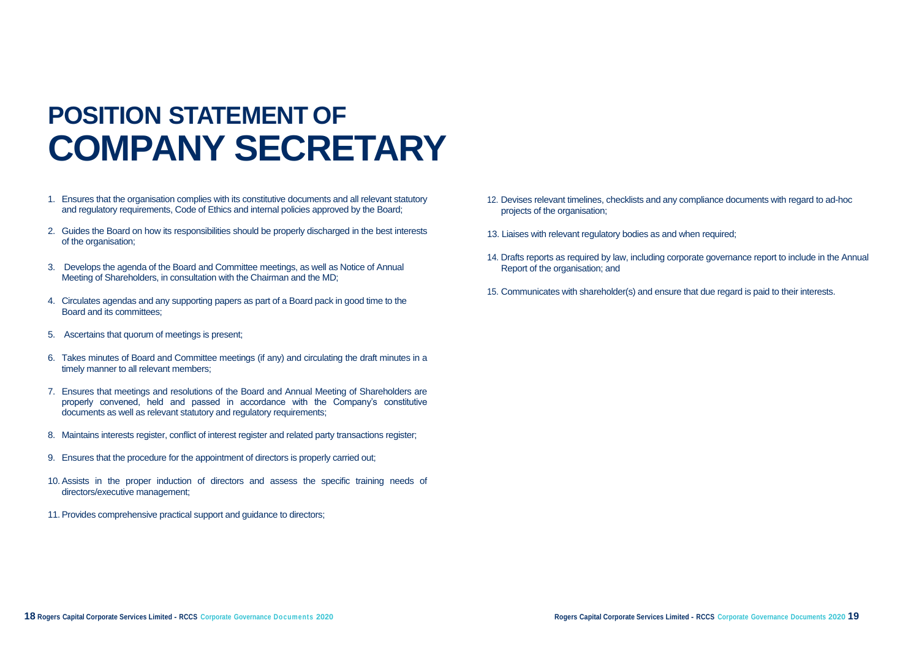# POSITION STATEMENT OF COMPANY SECRETARY

1. Ensures that the organisation complies with its constitutive documents and all relevant statutory and regulatory requirements, Code of Ethics and internal policies approved by the Board;
2. Guides the Board on how its responsibilities should be properly discharged in the best interests of the organisation;
3. Develops the agenda of the Board and Committee meetings, as well as Notice of Annual Meeting of Shareholders, in consultation with the Chairman and the MD;
4. Circulates agendas and any supporting papers as part of a Board pack in good time to the Board and its committees;
5. Ascertains that quorum of meetings is present;
6. Takes minutes of Board and Committee meetings (if any) and circulating the draft minutes in a timely manner to all relevant members;
7. Ensures that meetings and resolutions of the Board and Annual Meeting of Shareholders are properly convened, held and passed in accordance with the Company's constitutive documents as well as relevant statutory and regulatory requirements;
8. Maintains interests register, conflict of interest register and related party transactions register;
9. Ensures that the procedure for the appointment of directors is properly carried out;
10. Assists in the proper induction of directors and assess the specific training needs of directors/executive management;
11. Provides comprehensive practical support and guidance to directors;
12. Devises relevant timelines, checklists and any compliance documents with regard to ad-hoc projects of the organisation;
13. Liaises with relevant regulatory bodies as and when required;
14. Drafts reports as required by law, including corporate governance report to include in the Annual Report of the organisation; and
15. Communicates with shareholder(s) and ensure that due regard is paid to their interests.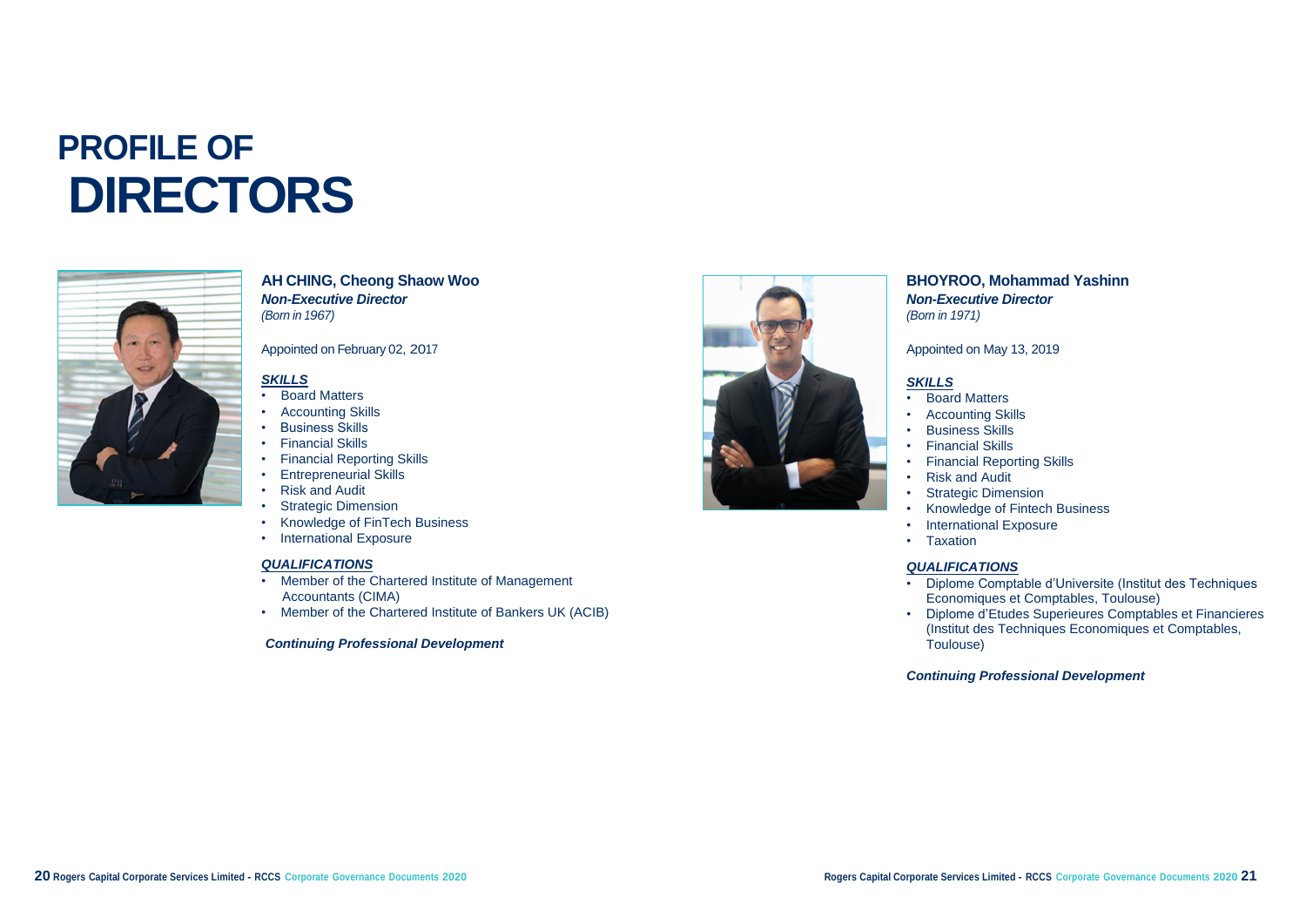# PROFILE OF DIRECTORS

## AH CHING, Cheong Shaow Woo

***Non-Executive Director***
*(Born in 1967)*

Appointed on February 02, 2017

***SKILLS***

- Board Matters
- Accounting Skills
- Business Skills
- Financial Skills
- Financial Reporting Skills
- Entrepreneurial Skills
- Risk and Audit
- Strategic Dimension
- Knowledge of FinTech Business
- International Exposure

***QUALIFICATIONS***

- Member of the Chartered Institute of Management Accountants (CIMA)
- Member of the Chartered Institute of Bankers UK (ACIB)

***Continuing Professional Development***

## BHOYROO, Mohammad Yashinn

***Non-Executive Director***
*(Born in 1971)*

Appointed on May 13, 2019

***SKILLS***

- Board Matters
- Accounting Skills
- Business Skills
- Financial Skills
- Financial Reporting Skills
- Risk and Audit
- Strategic Dimension
- Knowledge of Fintech Business
- International Exposure
- Taxation

***QUALIFICATIONS***

- Diplome Comptable d'Universite (Institut des Techniques Economiques et Comptables, Toulouse)
- Diplome d'Etudes Superieures Comptables et Financieres (Institut des Techniques Economiques et Comptables, Toulouse)

***Continuing Professional Development***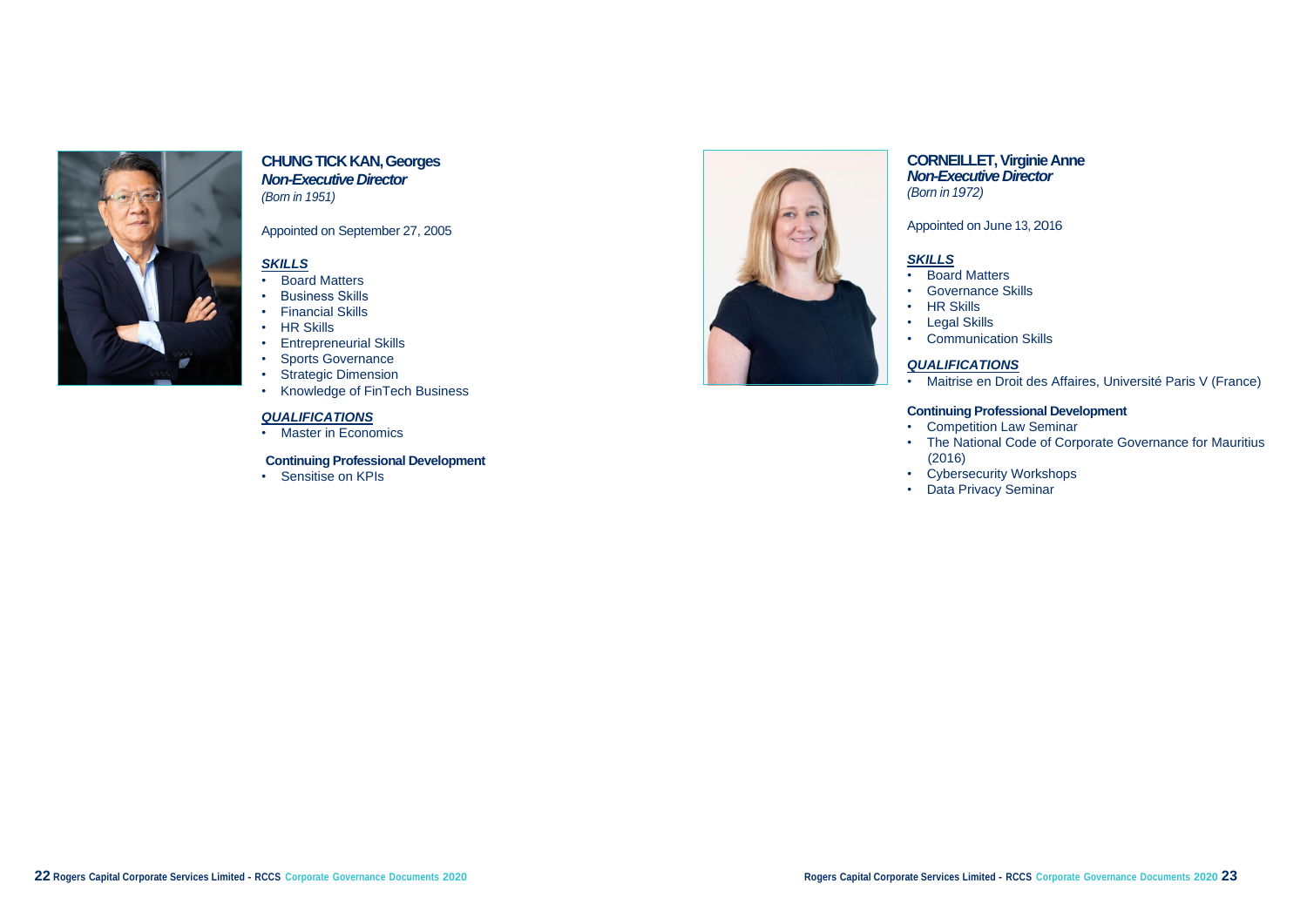## CHUNG TICK KAN, Georges

***Non-Executive Director***

*(Born in 1951)*

Appointed on September 27, 2005

***SKILLS***

- Board Matters
- Business Skills
- Financial Skills
- HR Skills
- Entrepreneurial Skills
- Sports Governance
- Strategic Dimension
- Knowledge of FinTech Business

***QUALIFICATIONS***

- Master in Economics

**Continuing Professional Development**

- Sensitise on KPIs

## CORNEILLET, Virginie Anne

***Non-Executive Director***

*(Born in 1972)*

Appointed on June 13, 2016

***SKILLS***

- Board Matters
- Governance Skills
- HR Skills
- Legal Skills
- Communication Skills

***QUALIFICATIONS***

- Maitrise en Droit des Affaires, Université Paris V (France)

**Continuing Professional Development**

- Competition Law Seminar
- The National Code of Corporate Governance for Mauritius (2016)
- Cybersecurity Workshops
- Data Privacy Seminar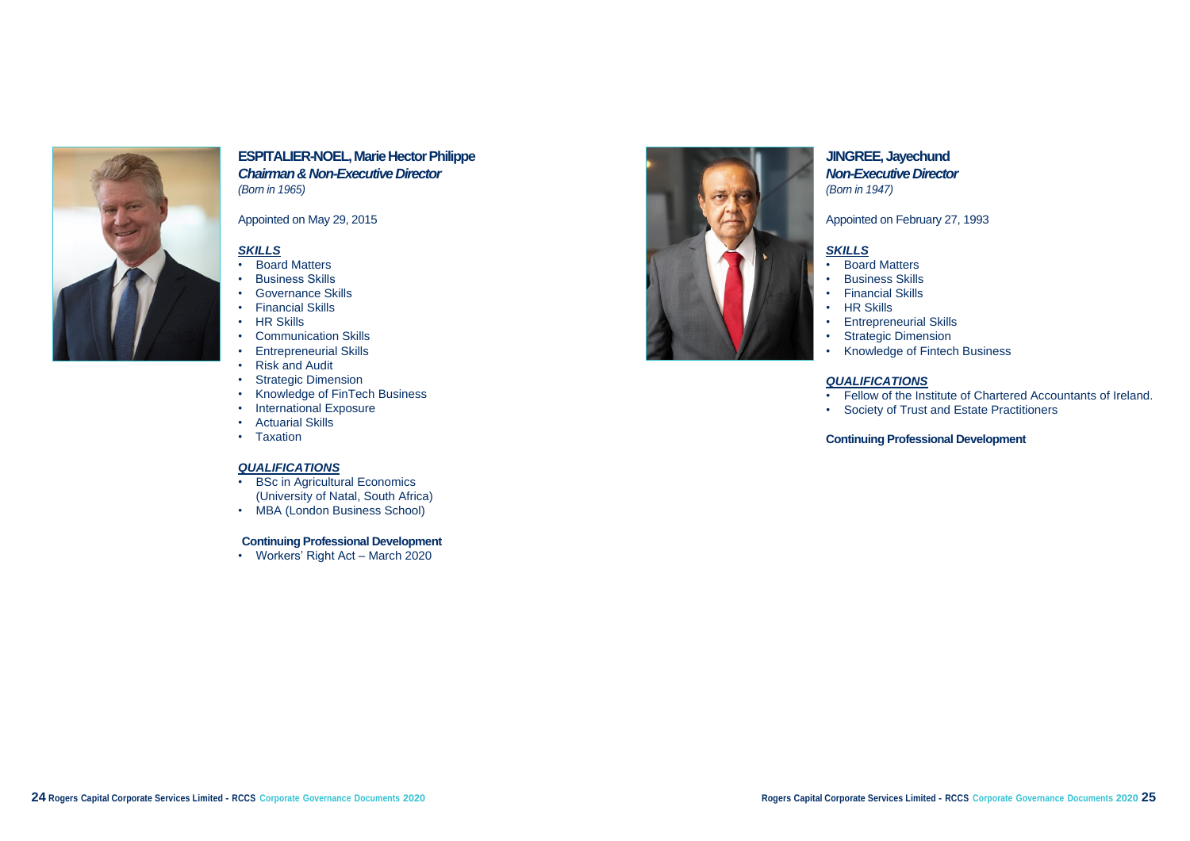## ESPITALIER-NOEL, Marie Hector Philippe

***Chairman & Non-Executive Director***

*(Born in 1965)*

Appointed on May 29, 2015

***SKILLS***

- Board Matters
- Business Skills
- Governance Skills
- Financial Skills
- HR Skills
- Communication Skills
- Entrepreneurial Skills
- Risk and Audit
- Strategic Dimension
- Knowledge of FinTech Business
- International Exposure
- Actuarial Skills
- Taxation

***QUALIFICATIONS***

- BSc in Agricultural Economics (University of Natal, South Africa)
- MBA (London Business School)

**Continuing Professional Development**

- Workers' Right Act – March 2020

## JINGREE, Jayechund

***Non-Executive Director***

*(Born in 1947)*

Appointed on February 27, 1993

***SKILLS***

- Board Matters
- Business Skills
- Financial Skills
- HR Skills
- Entrepreneurial Skills
- Strategic Dimension
- Knowledge of Fintech Business

***QUALIFICATIONS***

- Fellow of the Institute of Chartered Accountants of Ireland.
- Society of Trust and Estate Practitioners

**Continuing Professional Development**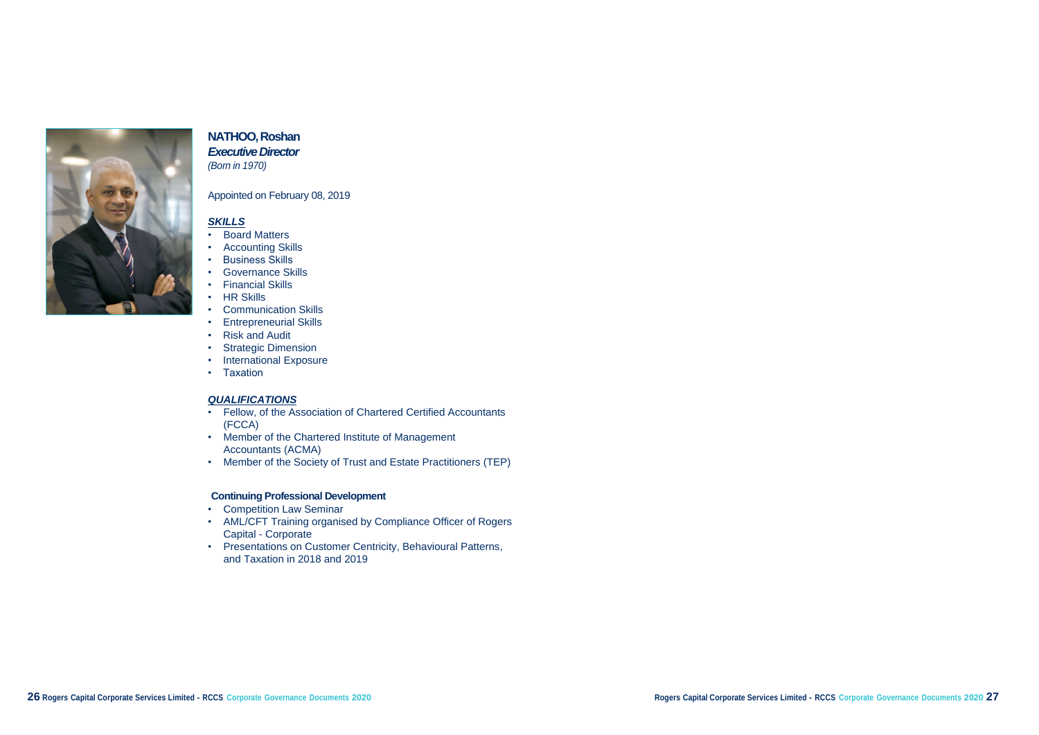**NATHOO, Roshan**
***Executive Director***
*(Born in 1970)*

Appointed on February 08, 2019

***SKILLS***

- Board Matters
- Accounting Skills
- Business Skills
- Governance Skills
- Financial Skills
- HR Skills
- Communication Skills
- Entrepreneurial Skills
- Risk and Audit
- Strategic Dimension
- International Exposure
- Taxation

***QUALIFICATIONS***

- Fellow, of the Association of Chartered Certified Accountants (FCCA)
- Member of the Chartered Institute of Management Accountants (ACMA)
- Member of the Society of Trust and Estate Practitioners (TEP)

**Continuing Professional Development**

- Competition Law Seminar
- AML/CFT Training organised by Compliance Officer of Rogers Capital - Corporate
- Presentations on Customer Centricity, Behavioural Patterns, and Taxation in 2018 and 2019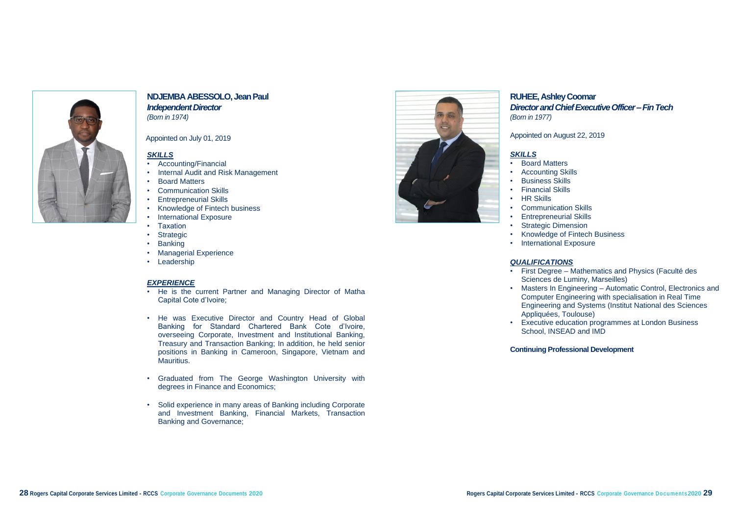## NDJEMBA ABESSOLO, Jean Paul

***Independent Director***

*(Born in 1974)*

Appointed on July 01, 2019

***SKILLS***

- Accounting/Financial
- Internal Audit and Risk Management
- Board Matters
- Communication Skills
- Entrepreneurial Skills
- Knowledge of Fintech business
- International Exposure
- Taxation
- Strategic
- Banking
- Managerial Experience
- Leadership

***EXPERIENCE***

- He is the current Partner and Managing Director of Matha Capital Cote d'Ivoire;
- He was Executive Director and Country Head of Global Banking for Standard Chartered Bank Cote d'Ivoire, overseeing Corporate, Investment and Institutional Banking, Treasury and Transaction Banking; In addition, he held senior positions in Banking in Cameroon, Singapore, Vietnam and Mauritius.
- Graduated from The George Washington University with degrees in Finance and Economics;
- Solid experience in many areas of Banking including Corporate and Investment Banking, Financial Markets, Transaction Banking and Governance;

## RUHEE, Ashley Coomar

***Director and Chief Executive Officer – Fin Tech***

*(Born in 1977)*

Appointed on August 22, 2019

***SKILLS***

- Board Matters
- Accounting Skills
- Business Skills
- Financial Skills
- HR Skills
- Communication Skills
- Entrepreneurial Skills
- Strategic Dimension
- Knowledge of Fintech Business
- International Exposure

***QUALIFICATIONS***

- First Degree – Mathematics and Physics (Faculté des Sciences de Luminy, Marseilles)
- Masters In Engineering – Automatic Control, Electronics and Computer Engineering with specialisation in Real Time Engineering and Systems (Institut National des Sciences Appliquées, Toulouse)
- Executive education programmes at London Business School, INSEAD and IMD

**Continuing Professional Development**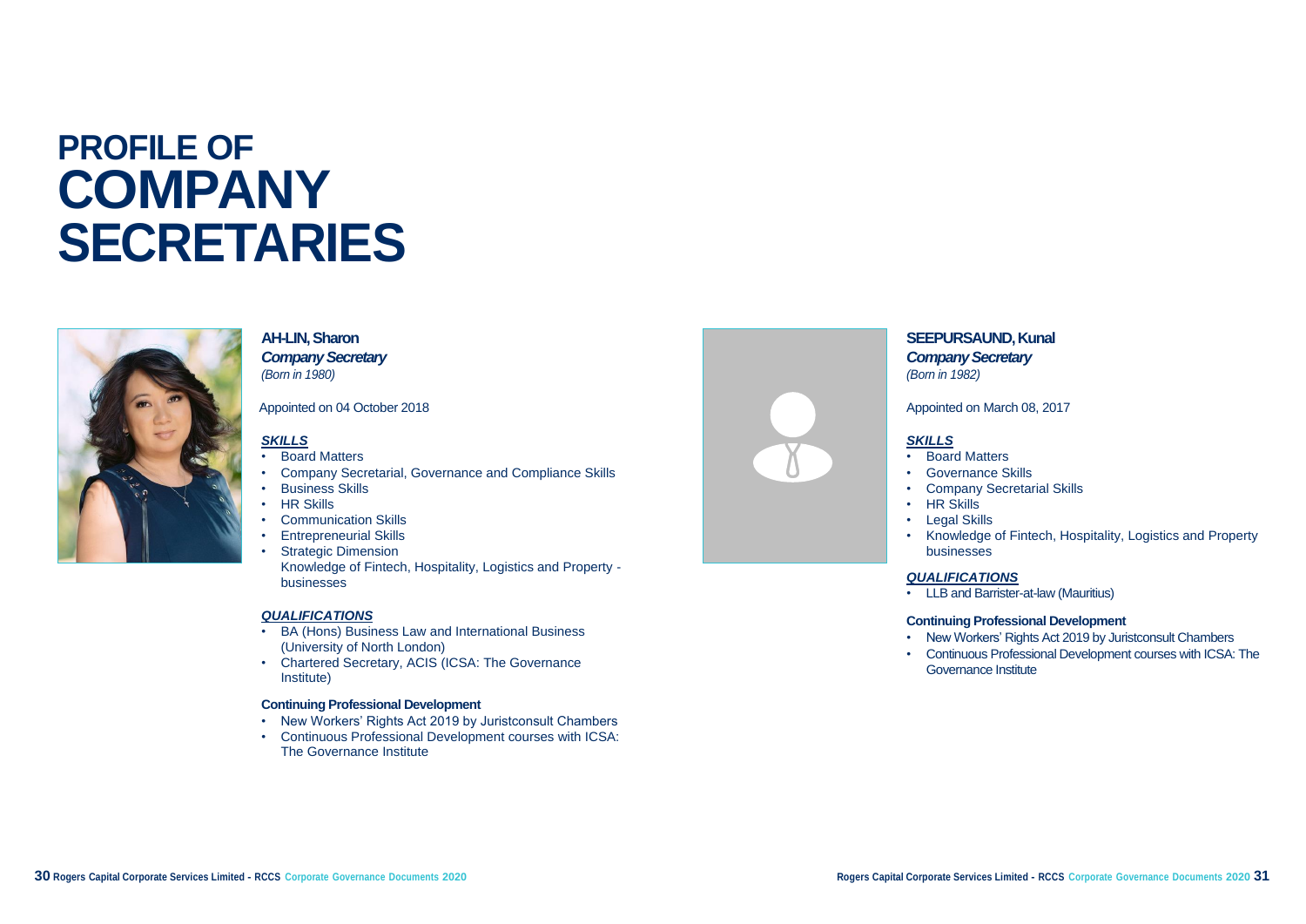# PROFILE OF COMPANY SECRETARIES

**AH-LIN, Sharon**
***Company Secretary***
*(Born in 1980)*

Appointed on 04 October 2018

***SKILLS***

- Board Matters
- Company Secretarial, Governance and Compliance Skills
- Business Skills
- HR Skills
- Communication Skills
- Entrepreneurial Skills
- Strategic Dimension
  Knowledge of Fintech, Hospitality, Logistics and Property - businesses

***QUALIFICATIONS***

- BA (Hons) Business Law and International Business (University of North London)
- Chartered Secretary, ACIS (ICSA: The Governance Institute)

**Continuing Professional Development**

- New Workers' Rights Act 2019 by Juristconsult Chambers
- Continuous Professional Development courses with ICSA: The Governance Institute

**SEEPURSAUND, Kunal**
***Company Secretary***
*(Born in 1982)*

Appointed on March 08, 2017

***SKILLS***

- Board Matters
- Governance Skills
- Company Secretarial Skills
- HR Skills
- Legal Skills
- Knowledge of Fintech, Hospitality, Logistics and Property businesses

***QUALIFICATIONS***

- LLB and Barrister-at-law (Mauritius)

**Continuing Professional Development**

- New Workers' Rights Act 2019 by Juristconsult Chambers
- Continuous Professional Development courses with ICSA: The Governance Institute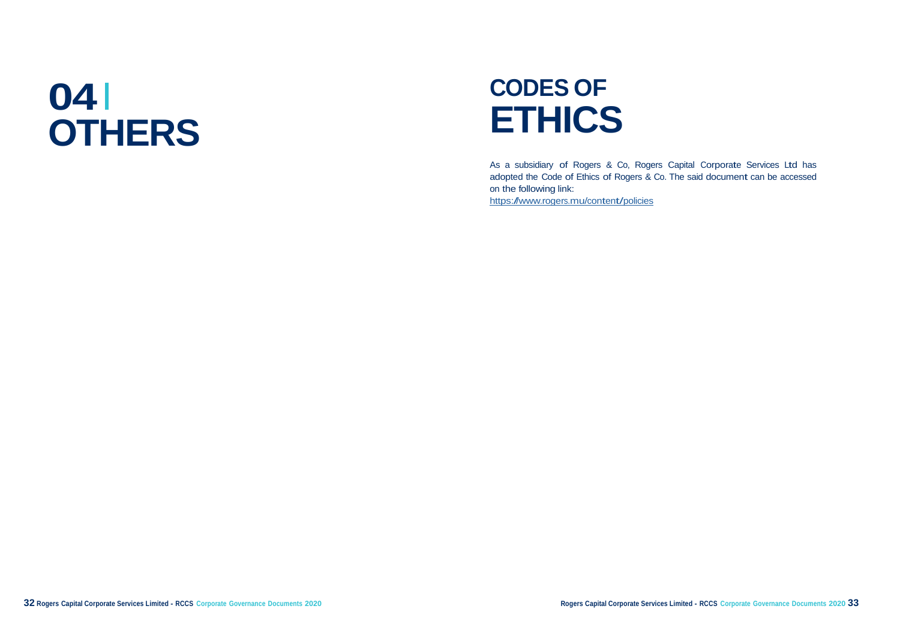# 04 | OTHERS

## CODES OF ETHICS

As a subsidiary of Rogers & Co, Rogers Capital Corporate Services Ltd has adopted the Code of Ethics of Rogers & Co. The said document can be accessed on the following link:
https://www.rogers.mu/content/policies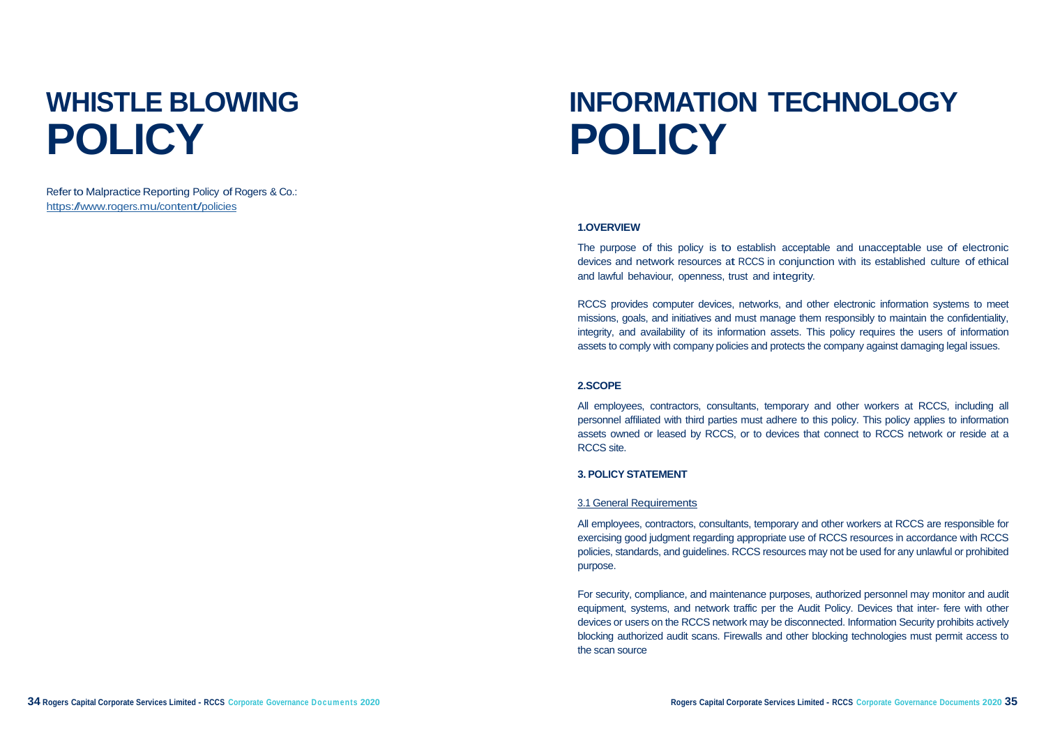# WHISTLE BLOWING POLICY

Refer to Malpractice Reporting Policy of Rogers & Co.: https://www.rogers.mu/content/policies

# INFORMATION TECHNOLOGY POLICY

### 1.OVERVIEW

The purpose of this policy is to establish acceptable and unacceptable use of electronic devices and network resources at RCCS in conjunction with its established culture of ethical and lawful behaviour, openness, trust and integrity.

RCCS provides computer devices, networks, and other electronic information systems to meet missions, goals, and initiatives and must manage them responsibly to maintain the confidentiality, integrity, and availability of its information assets. This policy requires the users of information assets to comply with company policies and protects the company against damaging legal issues.

### 2.SCOPE

All employees, contractors, consultants, temporary and other workers at RCCS, including all personnel affiliated with third parties must adhere to this policy. This policy applies to information assets owned or leased by RCCS, or to devices that connect to RCCS network or reside at a RCCS site.

### 3. POLICY STATEMENT

3.1 General Requirements

All employees, contractors, consultants, temporary and other workers at RCCS are responsible for exercising good judgment regarding appropriate use of RCCS resources in accordance with RCCS policies, standards, and guidelines. RCCS resources may not be used for any unlawful or prohibited purpose.

For security, compliance, and maintenance purposes, authorized personnel may monitor and audit equipment, systems, and network traffic per the Audit Policy. Devices that inter- fere with other devices or users on the RCCS network may be disconnected. Information Security prohibits actively blocking authorized audit scans. Firewalls and other blocking technologies must permit access to the scan source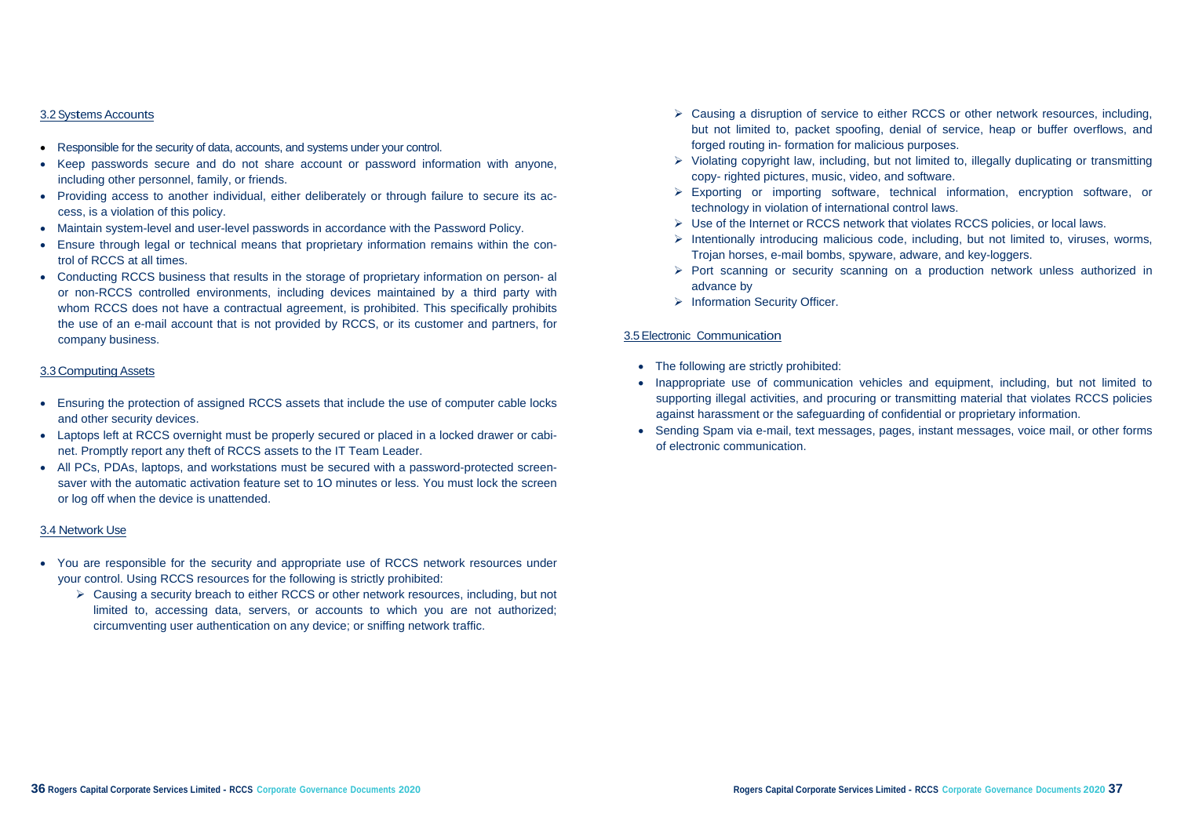### 3.2 Systems Accounts

- Responsible for the security of data, accounts, and systems under your control.
- Keep passwords secure and do not share account or password information with anyone, including other personnel, family, or friends.
- Providing access to another individual, either deliberately or through failure to secure its access, is a violation of this policy.
- Maintain system-level and user-level passwords in accordance with the Password Policy.
- Ensure through legal or technical means that proprietary information remains within the control of RCCS at all times.
- Conducting RCCS business that results in the storage of proprietary information on personal or non-RCCS controlled environments, including devices maintained by a third party with whom RCCS does not have a contractual agreement, is prohibited. This specifically prohibits the use of an e-mail account that is not provided by RCCS, or its customer and partners, for company business.

### 3.3 Computing Assets

- Ensuring the protection of assigned RCCS assets that include the use of computer cable locks and other security devices.
- Laptops left at RCCS overnight must be properly secured or placed in a locked drawer or cabinet. Promptly report any theft of RCCS assets to the IT Team Leader.
- All PCs, PDAs, laptops, and workstations must be secured with a password-protected screensaver with the automatic activation feature set to 1O minutes or less. You must lock the screen or log off when the device is unattended.

### 3.4 Network Use

- You are responsible for the security and appropriate use of RCCS network resources under your control. Using RCCS resources for the following is strictly prohibited:
  - Causing a security breach to either RCCS or other network resources, including, but not limited to, accessing data, servers, or accounts to which you are not authorized; circumventing user authentication on any device; or sniffing network traffic.
  - Causing a disruption of service to either RCCS or other network resources, including, but not limited to, packet spoofing, denial of service, heap or buffer overflows, and forged routing in- formation for malicious purposes.
  - Violating copyright law, including, but not limited to, illegally duplicating or transmitting copy- righted pictures, music, video, and software.
  - Exporting or importing software, technical information, encryption software, or technology in violation of international control laws.
  - Use of the Internet or RCCS network that violates RCCS policies, or local laws.
  - Intentionally introducing malicious code, including, but not limited to, viruses, worms, Trojan horses, e-mail bombs, spyware, adware, and key-loggers.
  - Port scanning or security scanning on a production network unless authorized in advance by
  - Information Security Officer.

### 3.5 Electronic Communication

- The following are strictly prohibited:
- Inappropriate use of communication vehicles and equipment, including, but not limited to supporting illegal activities, and procuring or transmitting material that violates RCCS policies against harassment or the safeguarding of confidential or proprietary information.
- Sending Spam via e-mail, text messages, pages, instant messages, voice mail, or other forms of electronic communication.